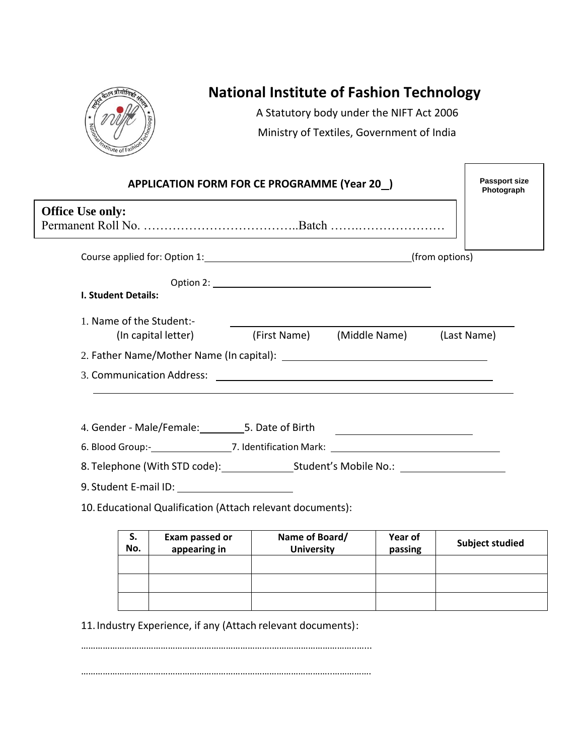# National Institute of Fashion Technology

A Statutory body under the NIFT Act 2006

Ministry of Textiles, Government of India

**APPLICATION FORM FOR CE PROGRAMME (Year 20__)**

Passport size Photograph

**Office Use only:**
Permanent Roll No. ………………………………..Batch ……..…………………

Course applied for: Option 1:________________________________________(from options)

Option 2: ________________________________________

**I. Student Details:**

1. Name of the Student:- ________________________________________
   (In capital letter) (First Name) (Middle Name) (Last Name)
2. Father Name/Mother Name (In capital): ________________________________________
3. Communication Address: ________________________________________

________________________________________

4. Gender - Male/Female:________ 5. Date of Birth ________________________
6. Blood Group:-_______________ 7. Identification Mark: ______________________________
8. Telephone (With STD code):_____________ Student's Mobile No.: __________________
9. Student E-mail ID: ____________________
10. Educational Qualification (Attach relevant documents):

| S. No. | Exam passed or appearing in | Name of Board/ University | Year of passing | Subject studied |
|---|---|---|---|---|
| | | | | |
| | | | | |
| | | | | |

11. Industry Experience, if any (Attach relevant documents):

…………………………………………………………………………………………………..

…………………………………………………………………………………………………..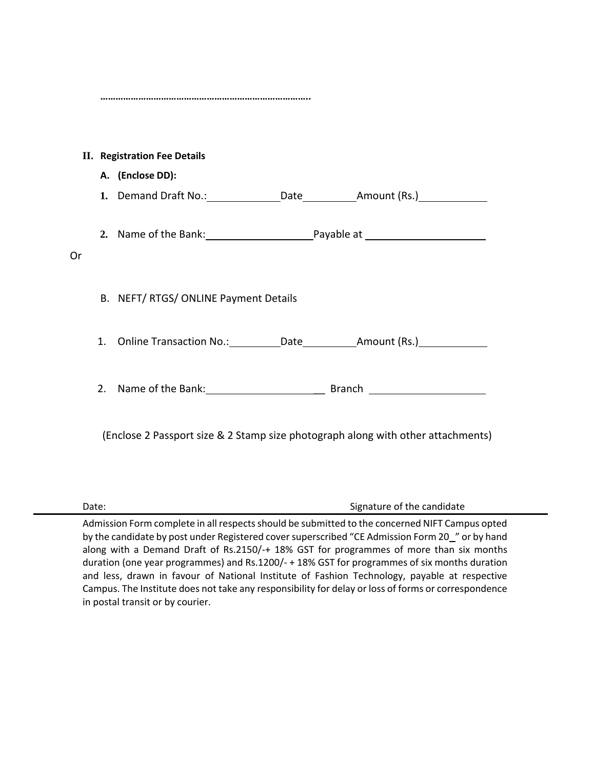……………………………………………………………………………..

**II. Registration Fee Details**

**A. (Enclose DD):**

1. Demand Draft No.:_____________ Date__________ Amount (Rs.)____________

2. Name of the Bank:___________________ Payable at _____________________

Or

B. NEFT/ RTGS/ ONLINE Payment Details

1. Online Transaction No.:_________ Date__________ Amount (Rs.)____________

2. Name of the Bank:____________________ Branch ____________________

(Enclose 2 Passport size & 2 Stamp size photograph along with other attachments)

Date: Signature of the candidate

---

Admission Form complete in all respects should be submitted to the concerned NIFT Campus opted by the candidate by post under Registered cover superscribed "CE Admission Form 20_" or by hand along with a Demand Draft of Rs.2150/-+ 18% GST for programmes of more than six months duration (one year programmes) and Rs.1200/- + 18% GST for programmes of six months duration and less, drawn in favour of National Institute of Fashion Technology, payable at respective Campus. The Institute does not take any responsibility for delay or loss of forms or correspondence in postal transit or by courier.